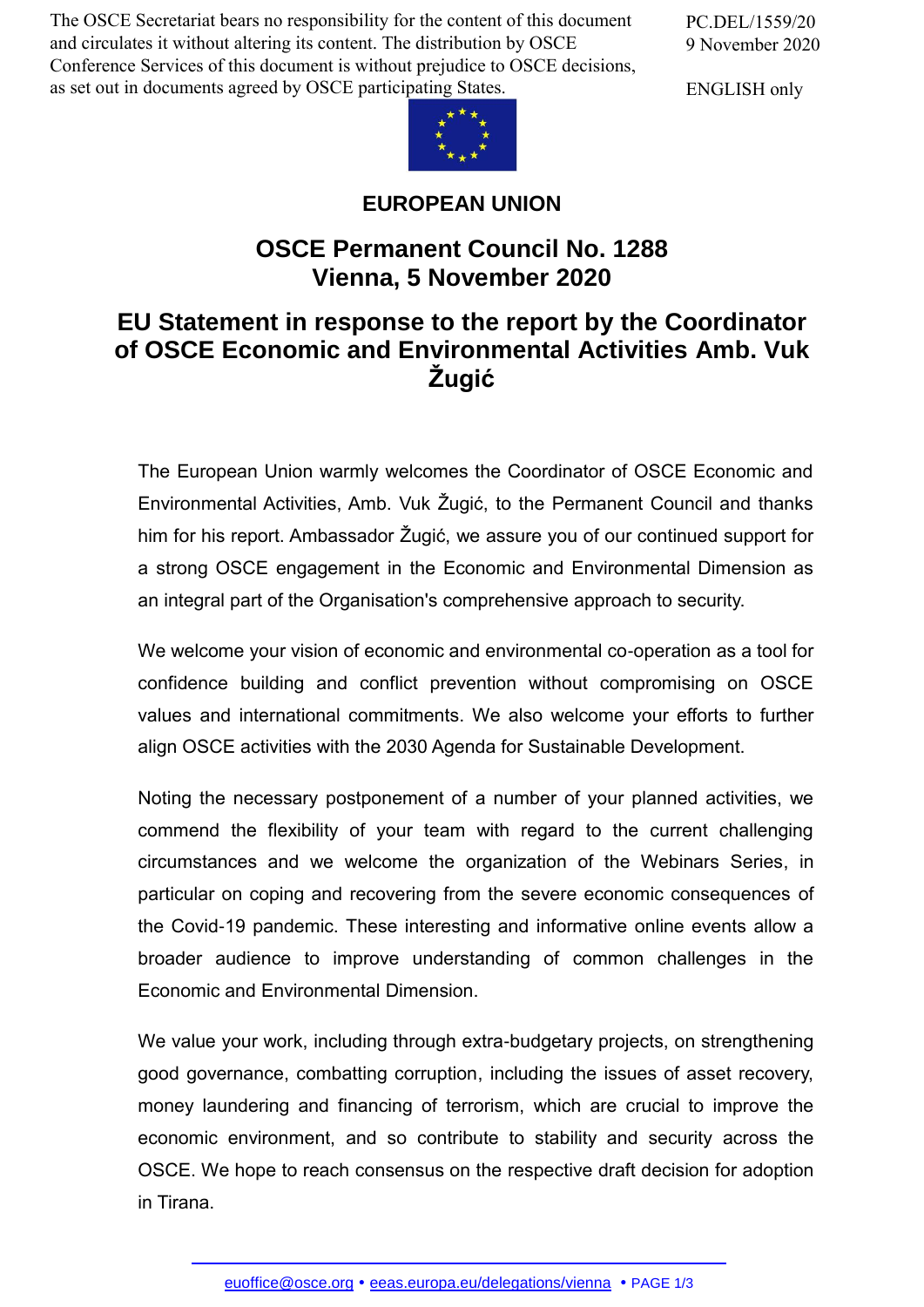The OSCE Secretariat bears no responsibility for the content of this document and circulates it without altering its content. The distribution by OSCE Conference Services of this document is without prejudice to OSCE decisions, as set out in documents agreed by OSCE participating States.

PC.DEL/1559/20
9 November 2020

ENGLISH only

**EUROPEAN UNION**

## OSCE Permanent Council No. 1288
## Vienna, 5 November 2020

# EU Statement in response to the report by the Coordinator of OSCE Economic and Environmental Activities Amb. Vuk Žugić

The European Union warmly welcomes the Coordinator of OSCE Economic and Environmental Activities, Amb. Vuk Žugić, to the Permanent Council and thanks him for his report. Ambassador Žugić, we assure you of our continued support for a strong OSCE engagement in the Economic and Environmental Dimension as an integral part of the Organisation's comprehensive approach to security.

We welcome your vision of economic and environmental co-operation as a tool for confidence building and conflict prevention without compromising on OSCE values and international commitments. We also welcome your efforts to further align OSCE activities with the 2030 Agenda for Sustainable Development.

Noting the necessary postponement of a number of your planned activities, we commend the flexibility of your team with regard to the current challenging circumstances and we welcome the organization of the Webinars Series, in particular on coping and recovering from the severe economic consequences of the Covid-19 pandemic. These interesting and informative online events allow a broader audience to improve understanding of common challenges in the Economic and Environmental Dimension.

We value your work, including through extra-budgetary projects, on strengthening good governance, combatting corruption, including the issues of asset recovery, money laundering and financing of terrorism, which are crucial to improve the economic environment, and so contribute to stability and security across the OSCE. We hope to reach consensus on the respective draft decision for adoption in Tirana.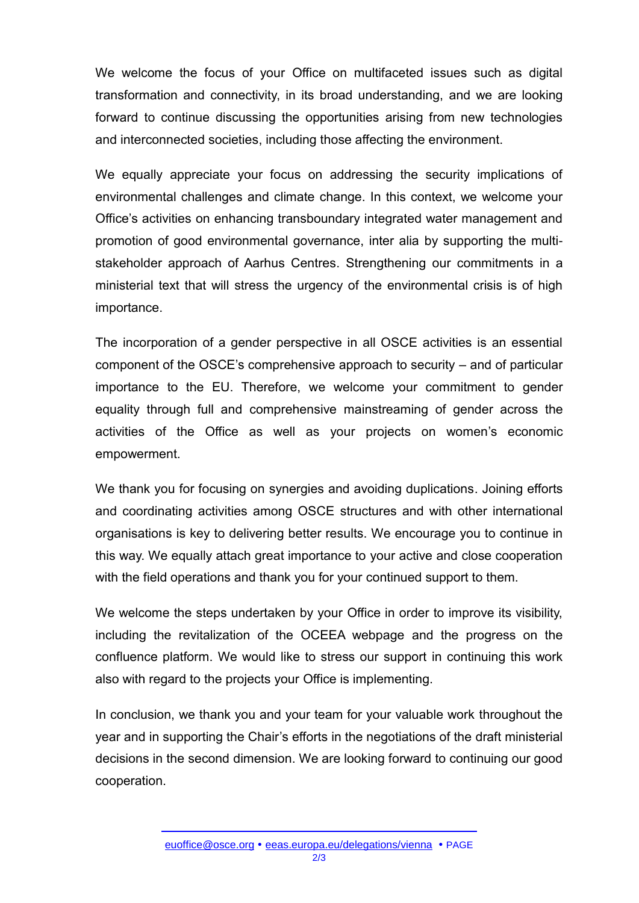We welcome the focus of your Office on multifaceted issues such as digital transformation and connectivity, in its broad understanding, and we are looking forward to continue discussing the opportunities arising from new technologies and interconnected societies, including those affecting the environment.

We equally appreciate your focus on addressing the security implications of environmental challenges and climate change. In this context, we welcome your Office's activities on enhancing transboundary integrated water management and promotion of good environmental governance, inter alia by supporting the multi-stakeholder approach of Aarhus Centres. Strengthening our commitments in a ministerial text that will stress the urgency of the environmental crisis is of high importance.

The incorporation of a gender perspective in all OSCE activities is an essential component of the OSCE's comprehensive approach to security – and of particular importance to the EU. Therefore, we welcome your commitment to gender equality through full and comprehensive mainstreaming of gender across the activities of the Office as well as your projects on women's economic empowerment.

We thank you for focusing on synergies and avoiding duplications. Joining efforts and coordinating activities among OSCE structures and with other international organisations is key to delivering better results. We encourage you to continue in this way. We equally attach great importance to your active and close cooperation with the field operations and thank you for your continued support to them.

We welcome the steps undertaken by your Office in order to improve its visibility, including the revitalization of the OCEEA webpage and the progress on the confluence platform. We would like to stress our support in continuing this work also with regard to the projects your Office is implementing.

In conclusion, we thank you and your team for your valuable work throughout the year and in supporting the Chair's efforts in the negotiations of the draft ministerial decisions in the second dimension. We are looking forward to continuing our good cooperation.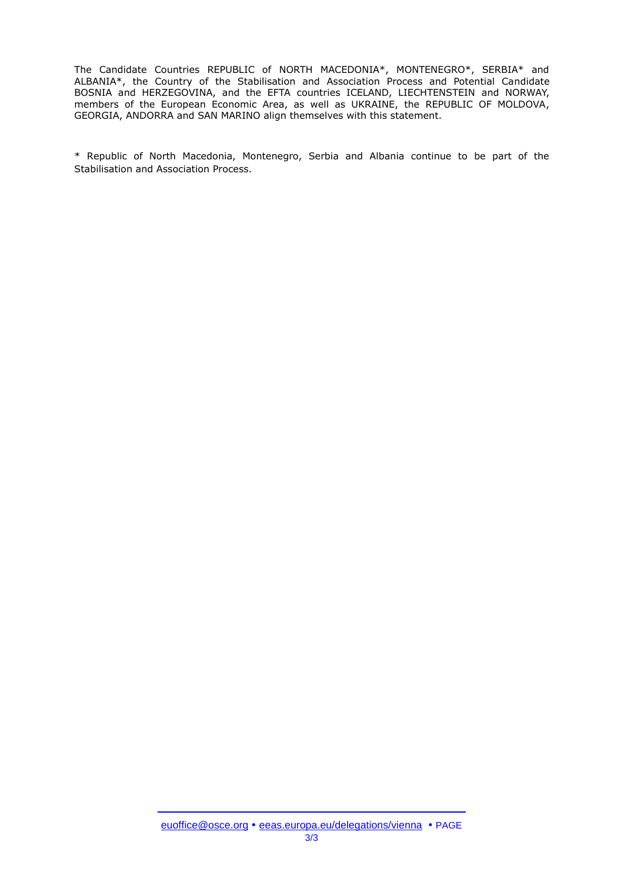The Candidate Countries REPUBLIC of NORTH MACEDONIA*, MONTENEGRO*, SERBIA* and ALBANIA*, the Country of the Stabilisation and Association Process and Potential Candidate BOSNIA and HERZEGOVINA, and the EFTA countries ICELAND, LIECHTENSTEIN and NORWAY, members of the European Economic Area, as well as UKRAINE, the REPUBLIC OF MOLDOVA, GEORGIA, ANDORRA and SAN MARINO align themselves with this statement.

* Republic of North Macedonia, Montenegro, Serbia and Albania continue to be part of the Stabilisation and Association Process.

euoffice@osce.org • eeas.europa.eu/delegations/vienna